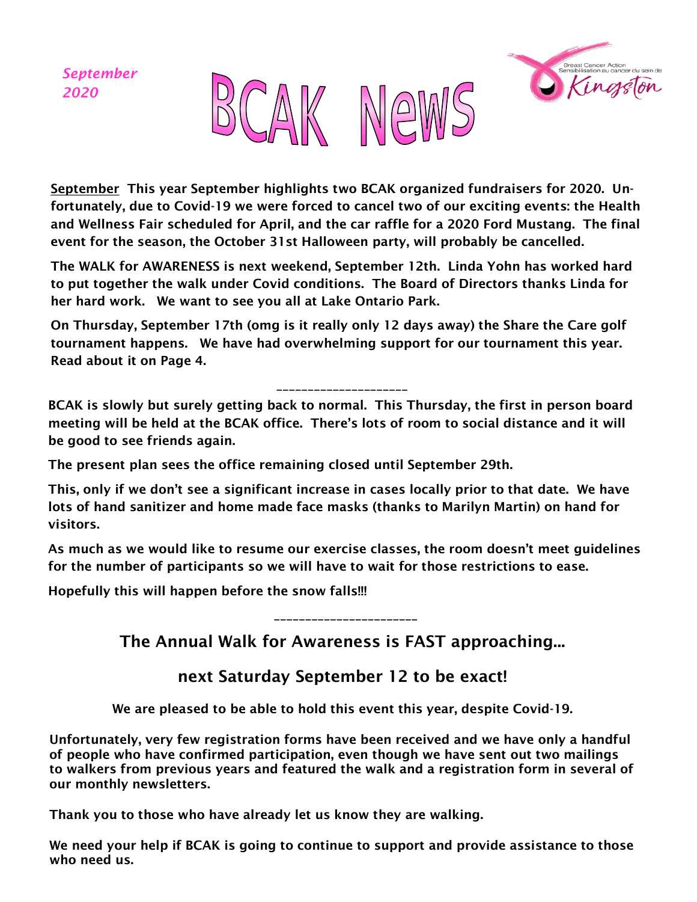*September 2020*

# BCAK News

Breast Cancer Action
Sensibilisation au cancer du sein de
Kingston

**<u>September</u> This year September highlights two BCAK organized fundraisers for 2020. Unfortunately, due to Covid-19 we were forced to cancel two of our exciting events: the Health and Wellness Fair scheduled for April, and the car raffle for a 2020 Ford Mustang. The final event for the season, the October 31st Halloween party, will probably be cancelled.**

**The WALK for AWARENESS is next weekend, September 12th. Linda Yohn has worked hard to put together the walk under Covid conditions. The Board of Directors thanks Linda for her hard work. We want to see you all at Lake Ontario Park.**

**On Thursday, September 17th (omg is it really only 12 days away) the Share the Care golf tournament happens. We have had overwhelming support for our tournament this year. Read about it on Page 4.**

_____________________

**BCAK is slowly but surely getting back to normal. This Thursday, the first in person board meeting will be held at the BCAK office. There's lots of room to social distance and it will be good to see friends again.**

**The present plan sees the office remaining closed until September 29th.**

**This, only if we don't see a significant increase in cases locally prior to that date. We have lots of hand sanitizer and home made face masks (thanks to Marilyn Martin) on hand for visitors.**

**As much as we would like to resume our exercise classes, the room doesn't meet guidelines for the number of participants so we will have to wait for those restrictions to ease.**

**Hopefully this will happen before the snow falls!!!**

_______________________

## The Annual Walk for Awareness is FAST approaching...

## next Saturday September 12 to be exact!

**We are pleased to be able to hold this event this year, despite Covid-19.**

**Unfortunately, very few registration forms have been received and we have only a handful of people who have confirmed participation, even though we have sent out two mailings to walkers from previous years and featured the walk and a registration form in several of our monthly newsletters.**

**Thank you to those who have already let us know they are walking.**

**We need your help if BCAK is going to continue to support and provide assistance to those who need us.**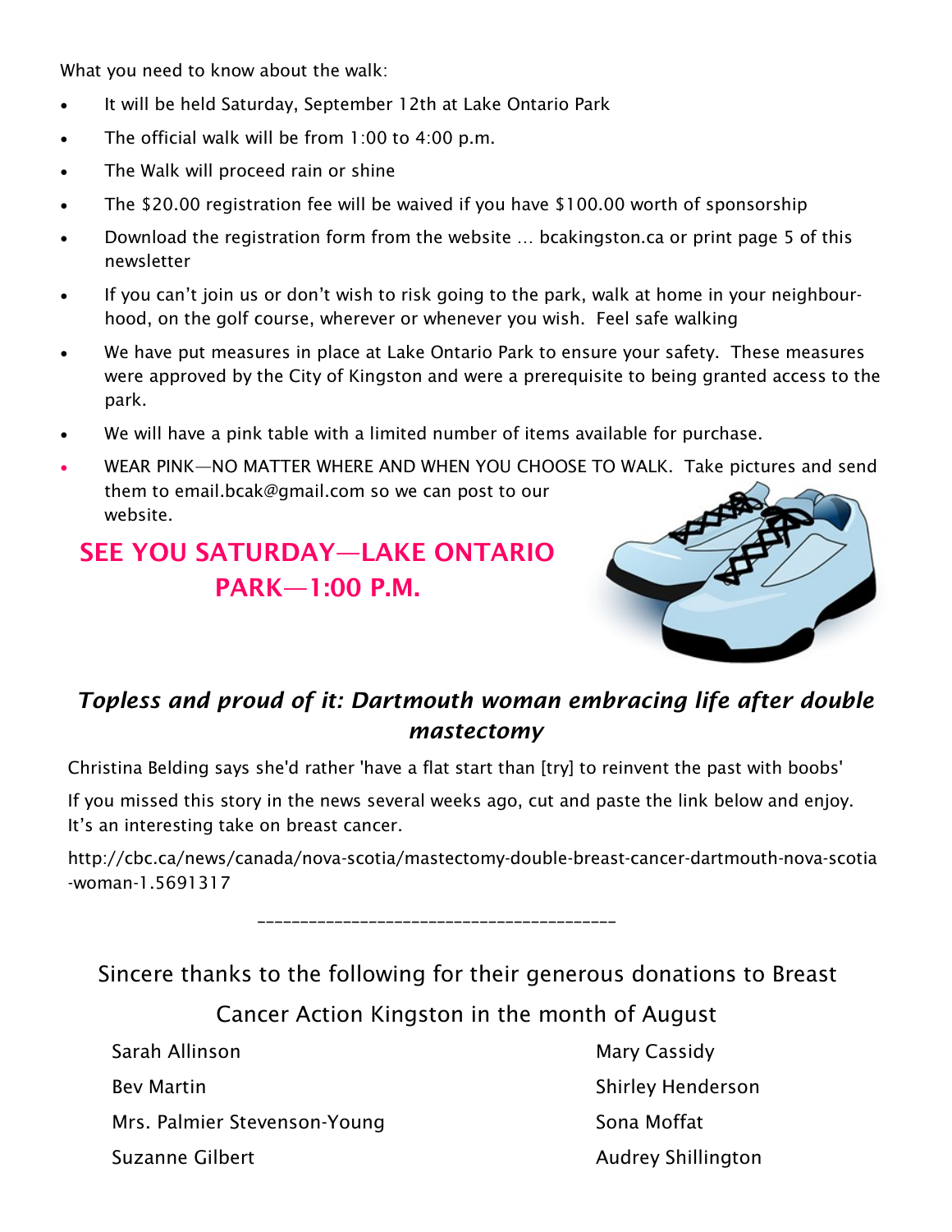What you need to know about the walk:

- It will be held Saturday, September 12th at Lake Ontario Park
- The official walk will be from 1:00 to 4:00 p.m.
- The Walk will proceed rain or shine
- The $20.00 registration fee will be waived if you have $100.00 worth of sponsorship
- Download the registration form from the website … bcakingston.ca or print page 5 of this newsletter
- If you can't join us or don't wish to risk going to the park, walk at home in your neighbourhood, on the golf course, wherever or whenever you wish. Feel safe walking
- We have put measures in place at Lake Ontario Park to ensure your safety. These measures were approved by the City of Kingston and were a prerequisite to being granted access to the park.
- We will have a pink table with a limited number of items available for purchase.
- WEAR PINK—NO MATTER WHERE AND WHEN YOU CHOOSE TO WALK. Take pictures and send them to email.bcak@gmail.com so we can post to our website.

**SEE YOU SATURDAY—LAKE ONTARIO PARK—1:00 P.M.**

## *Topless and proud of it: Dartmouth woman embracing life after double mastectomy*

Christina Belding says she'd rather 'have a flat start than [try] to reinvent the past with boobs'

If you missed this story in the news several weeks ago, cut and paste the link below and enjoy. It's an interesting take on breast cancer.

http://cbc.ca/news/canada/nova-scotia/mastectomy-double-breast-cancer-dartmouth-nova-scotia-woman-1.5691317

---

Sincere thanks to the following for their generous donations to Breast Cancer Action Kingston in the month of August

Sarah Allinson
Bev Martin
Mrs. Palmier Stevenson-Young
Suzanne Gilbert
Mary Cassidy
Shirley Henderson
Sona Moffat
Audrey Shillington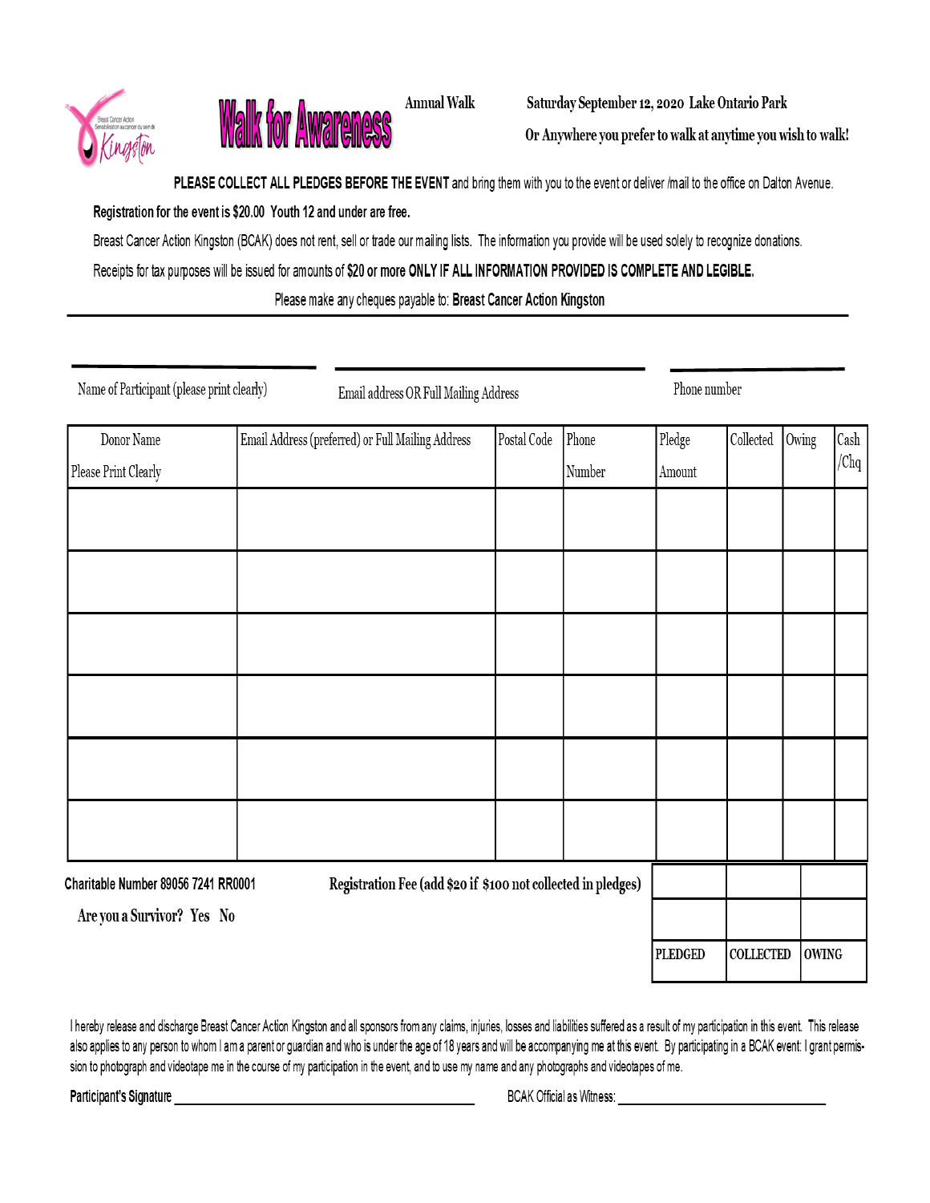# Walk for Awareness

**Annual Walk** — **Saturday September 12, 2020 Lake Ontario Park**

**Or Anywhere you prefer to walk at anytime you wish to walk!**

**PLEASE COLLECT ALL PLEDGES BEFORE THE EVENT** and bring them with you to the event or deliver /mail to the office on Dalton Avenue.

**Registration for the event is $20.00 Youth 12 and under are free.**

Breast Cancer Action Kingston (BCAK) does not rent, sell or trade our mailing lists. The information you provide will be used solely to recognize donations.

Receipts for tax purposes will be issued for amounts of **$20 or more ONLY IF ALL INFORMATION PROVIDED IS COMPLETE AND LEGIBLE.**

Please make any cheques payable to: **Breast Cancer Action Kingston**

---

Name of Participant (please print clearly): ____________________

Email address OR Full Mailing Address: ____________________

Phone number: ____________________

| Donor Name Please Print Clearly | Email Address (preferred) or Full Mailing Address | Postal Code | Phone Number | Pledge Amount | Collected | Owing | Cash /Chq |
|---|---|---|---|---|---|---|---|
| | | | | | | | |
| | | | | | | | |
| | | | | | | | |
| | | | | | | | |
| | | | | | | | |
| | | | | | | | |

**Charitable Number 89056 7241 RR0001**

**Registration Fee (add $20 if $100 not collected in pledges)**

**Are you a Survivor? Yes No**

| | | |
|---|---|---|
| | | |
| | | |
| **PLEDGED** | **COLLECTED** | **OWING** |

I hereby release and discharge Breast Cancer Action Kingston and all sponsors from any claims, injuries, losses and liabilities suffered as a result of my participation in this event. This release also applies to any person to whom I am a parent or guardian and who is under the age of 18 years and will be accompanying me at this event. By participating in a BCAK event: I grant permission to photograph and videotape me in the course of my participation in the event, and to use my name and any photographs and videotapes of me.

**Participant's Signature** ____________________

BCAK Official as Witness: ____________________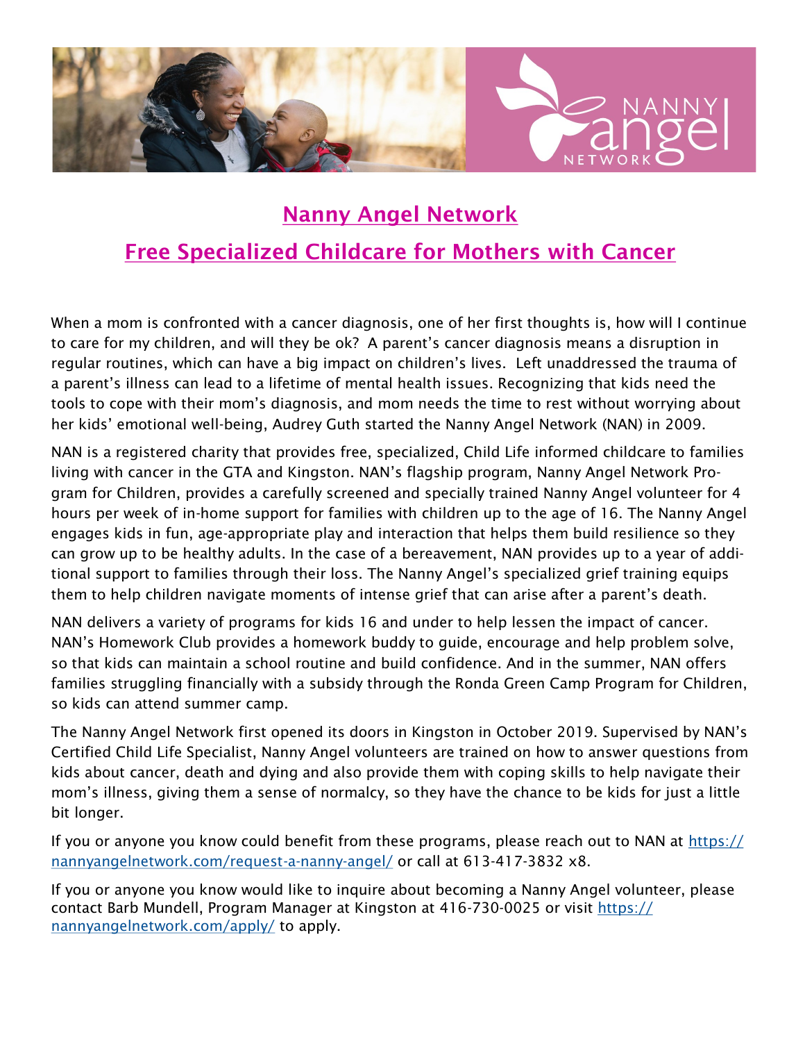# Nanny Angel Network

## Free Specialized Childcare for Mothers with Cancer

When a mom is confronted with a cancer diagnosis, one of her first thoughts is, how will I continue to care for my children, and will they be ok? A parent's cancer diagnosis means a disruption in regular routines, which can have a big impact on children's lives. Left unaddressed the trauma of a parent's illness can lead to a lifetime of mental health issues. Recognizing that kids need the tools to cope with their mom's diagnosis, and mom needs the time to rest without worrying about her kids' emotional well-being, Audrey Guth started the Nanny Angel Network (NAN) in 2009.

NAN is a registered charity that provides free, specialized, Child Life informed childcare to families living with cancer in the GTA and Kingston. NAN's flagship program, Nanny Angel Network Program for Children, provides a carefully screened and specially trained Nanny Angel volunteer for 4 hours per week of in-home support for families with children up to the age of 16. The Nanny Angel engages kids in fun, age-appropriate play and interaction that helps them build resilience so they can grow up to be healthy adults. In the case of a bereavement, NAN provides up to a year of additional support to families through their loss. The Nanny Angel's specialized grief training equips them to help children navigate moments of intense grief that can arise after a parent's death.

NAN delivers a variety of programs for kids 16 and under to help lessen the impact of cancer. NAN's Homework Club provides a homework buddy to guide, encourage and help problem solve, so that kids can maintain a school routine and build confidence. And in the summer, NAN offers families struggling financially with a subsidy through the Ronda Green Camp Program for Children, so kids can attend summer camp.

The Nanny Angel Network first opened its doors in Kingston in October 2019. Supervised by NAN's Certified Child Life Specialist, Nanny Angel volunteers are trained on how to answer questions from kids about cancer, death and dying and also provide them with coping skills to help navigate their mom's illness, giving them a sense of normalcy, so they have the chance to be kids for just a little bit longer.

If you or anyone you know could benefit from these programs, please reach out to NAN at https://nannyangelnetwork.com/request-a-nanny-angel/ or call at 613-417-3832 x8.

If you or anyone you know would like to inquire about becoming a Nanny Angel volunteer, please contact Barb Mundell, Program Manager at Kingston at 416-730-0025 or visit https://nannyangelnetwork.com/apply/ to apply.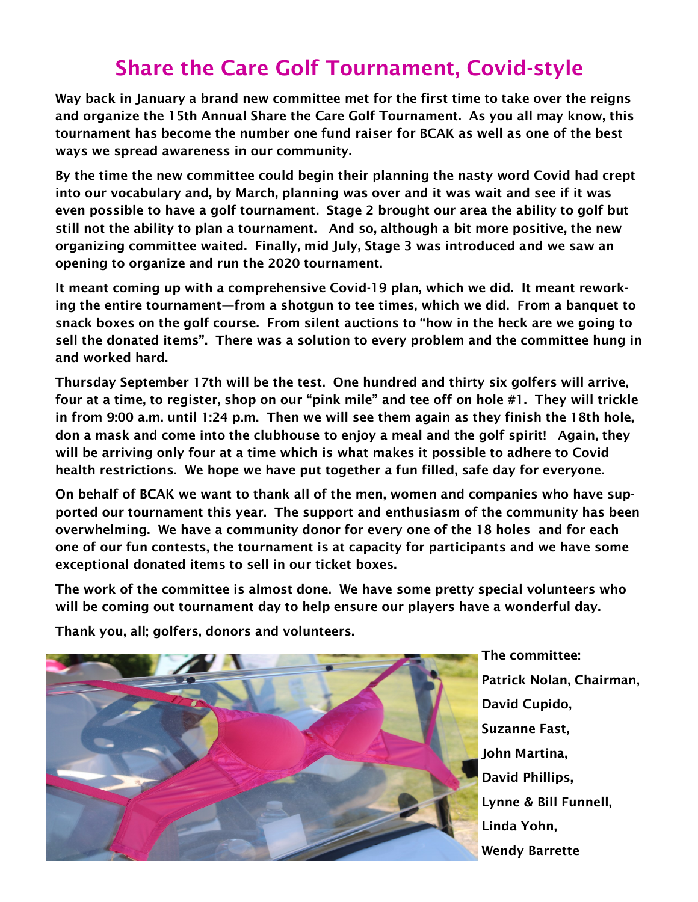# Share the Care Golf Tournament, Covid-style

**Way back in January a brand new committee met for the first time to take over the reigns and organize the 15th Annual Share the Care Golf Tournament. As you all may know, this tournament has become the number one fund raiser for BCAK as well as one of the best ways we spread awareness in our community.**

**By the time the new committee could begin their planning the nasty word Covid had crept into our vocabulary and, by March, planning was over and it was wait and see if it was even possible to have a golf tournament. Stage 2 brought our area the ability to golf but still not the ability to plan a tournament. And so, although a bit more positive, the new organizing committee waited. Finally, mid July, Stage 3 was introduced and we saw an opening to organize and run the 2020 tournament.**

**It meant coming up with a comprehensive Covid-19 plan, which we did. It meant reworking the entire tournament—from a shotgun to tee times, which we did. From a banquet to snack boxes on the golf course. From silent auctions to "how in the heck are we going to sell the donated items". There was a solution to every problem and the committee hung in and worked hard.**

**Thursday September 17th will be the test. One hundred and thirty six golfers will arrive, four at a time, to register, shop on our "pink mile" and tee off on hole #1. They will trickle in from 9:00 a.m. until 1:24 p.m. Then we will see them again as they finish the 18th hole, don a mask and come into the clubhouse to enjoy a meal and the golf spirit! Again, they will be arriving only four at a time which is what makes it possible to adhere to Covid health restrictions. We hope we have put together a fun filled, safe day for everyone.**

**On behalf of BCAK we want to thank all of the men, women and companies who have supported our tournament this year. The support and enthusiasm of the community has been overwhelming. We have a community donor for every one of the 18 holes and for each one of our fun contests, the tournament is at capacity for participants and we have some exceptional donated items to sell in our ticket boxes.**

**The work of the committee is almost done. We have some pretty special volunteers who will be coming out tournament day to help ensure our players have a wonderful day.**

**Thank you, all; golfers, donors and volunteers.**

**The committee:**
**Patrick Nolan, Chairman,**
**David Cupido,**
**Suzanne Fast,**
**John Martina,**
**David Phillips,**
**Lynne & Bill Funnell,**
**Linda Yohn,**
**Wendy Barrette**